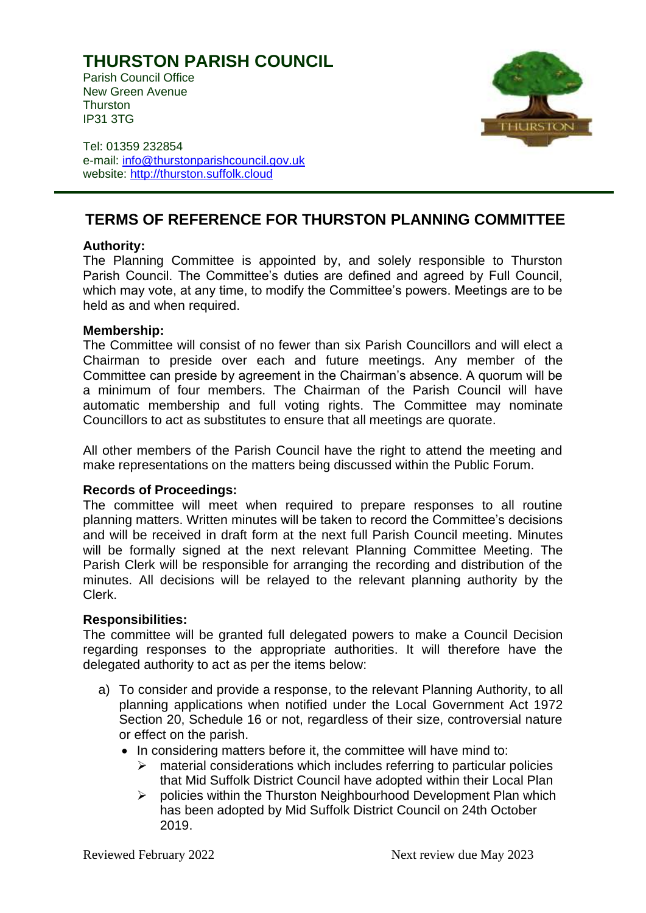# THURSTON PARISH COUNCIL

Parish Council Office
New Green Avenue
Thurston
IP31 3TG

Tel: 01359 232854
e-mail: info@thurstonparishcouncil.gov.uk
website: http://thurston.suffolk.cloud

## TERMS OF REFERENCE FOR THURSTON PLANNING COMMITTEE

**Authority:**
The Planning Committee is appointed by, and solely responsible to Thurston Parish Council. The Committee's duties are defined and agreed by Full Council, which may vote, at any time, to modify the Committee's powers. Meetings are to be held as and when required.

**Membership:**
The Committee will consist of no fewer than six Parish Councillors and will elect a Chairman to preside over each and future meetings. Any member of the Committee can preside by agreement in the Chairman's absence. A quorum will be a minimum of four members. The Chairman of the Parish Council will have automatic membership and full voting rights. The Committee may nominate Councillors to act as substitutes to ensure that all meetings are quorate.

All other members of the Parish Council have the right to attend the meeting and make representations on the matters being discussed within the Public Forum.

**Records of Proceedings:**
The committee will meet when required to prepare responses to all routine planning matters. Written minutes will be taken to record the Committee's decisions and will be received in draft form at the next full Parish Council meeting. Minutes will be formally signed at the next relevant Planning Committee Meeting. The Parish Clerk will be responsible for arranging the recording and distribution of the minutes. All decisions will be relayed to the relevant planning authority by the Clerk.

**Responsibilities:**
The committee will be granted full delegated powers to make a Council Decision regarding responses to the appropriate authorities. It will therefore have the delegated authority to act as per the items below:

a) To consider and provide a response, to the relevant Planning Authority, to all planning applications when notified under the Local Government Act 1972 Section 20, Schedule 16 or not, regardless of their size, controversial nature or effect on the parish.
   - In considering matters before it, the committee will have mind to:
     - material considerations which includes referring to particular policies that Mid Suffolk District Council have adopted within their Local Plan
     - policies within the Thurston Neighbourhood Development Plan which has been adopted by Mid Suffolk District Council on 24th October 2019.

Reviewed February 2022 Next review due May 2023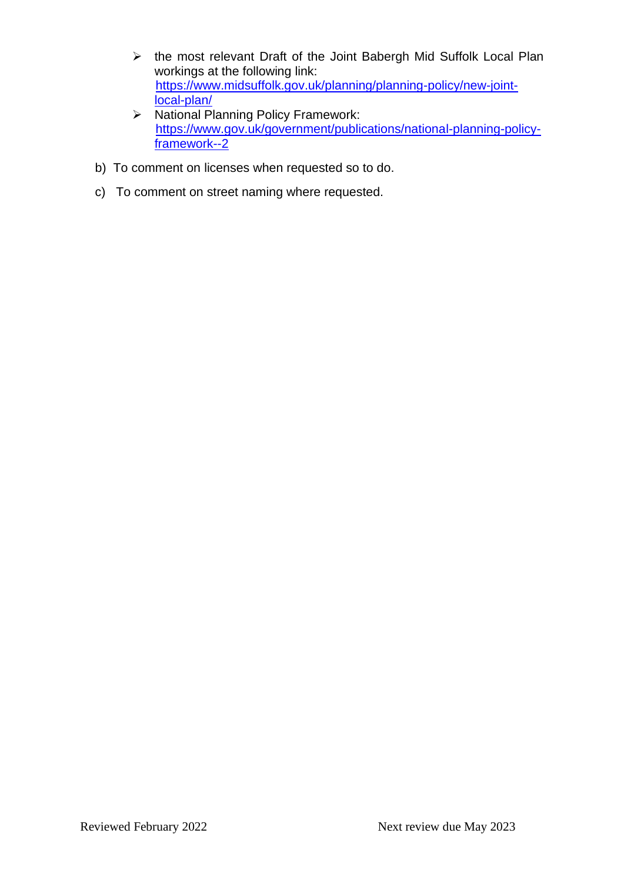- the most relevant Draft of the Joint Babergh Mid Suffolk Local Plan workings at the following link: https://www.midsuffolk.gov.uk/planning/planning-policy/new-joint-local-plan/
- National Planning Policy Framework: https://www.gov.uk/government/publications/national-planning-policy-framework--2

b) To comment on licenses when requested so to do.

c) To comment on street naming where requested.

Reviewed February 2022 Next review due May 2023